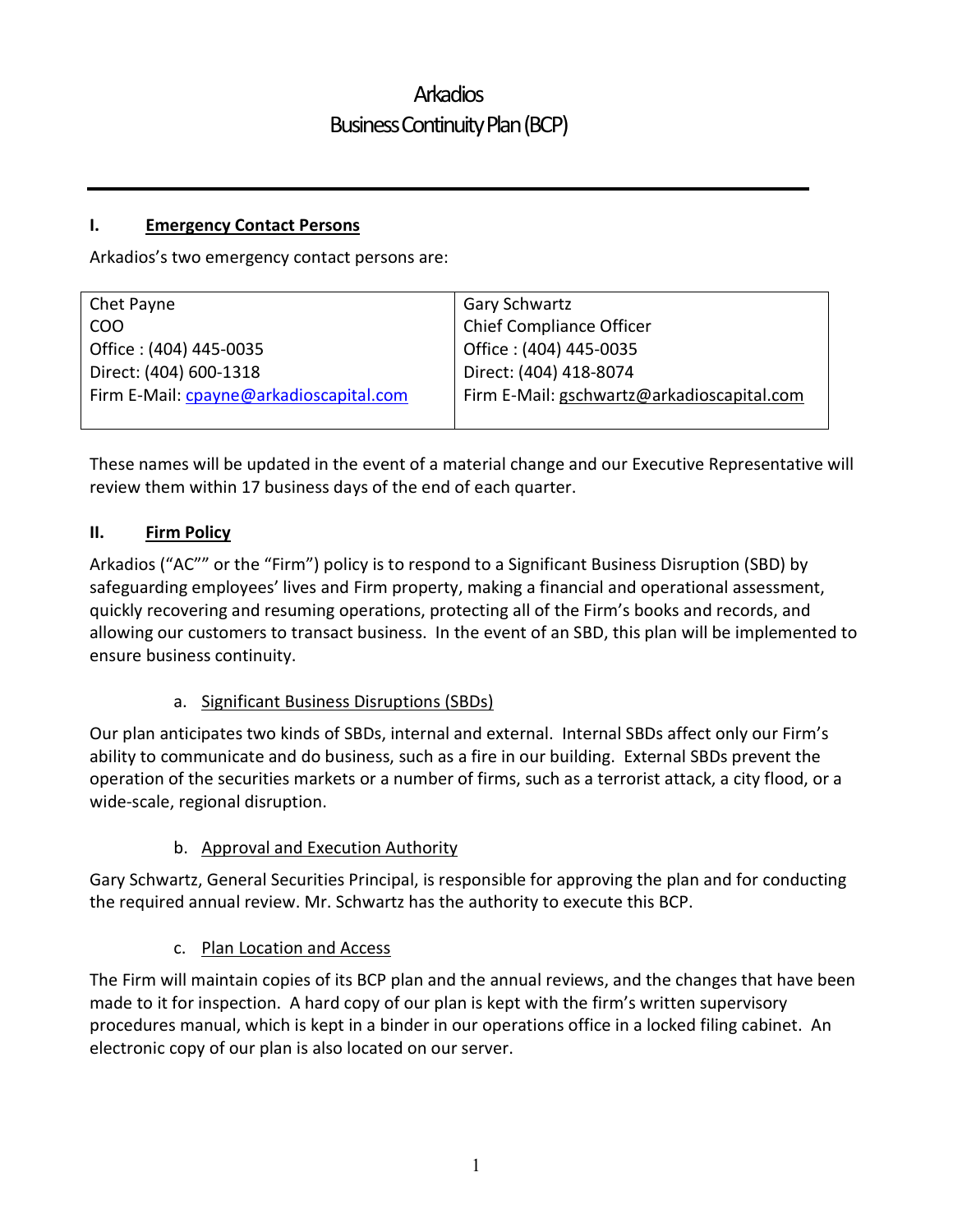# Arkadios
# Business Continuity Plan (BCP)

---

## I. Emergency Contact Persons

Arkadios's two emergency contact persons are:

| Chet Payne | Gary Schwartz |
|---|---|
| COO | Chief Compliance Officer |
| Office : (404) 445-0035 | Office : (404) 445-0035 |
| Direct: (404) 600-1318 | Direct: (404) 418-8074 |
| Firm E-Mail: cpayne@arkadioscapital.com | Firm E-Mail: gschwartz@arkadioscapital.com |

These names will be updated in the event of a material change and our Executive Representative will review them within 17 business days of the end of each quarter.

## II. Firm Policy

Arkadios ("AC"" or the "Firm") policy is to respond to a Significant Business Disruption (SBD) by safeguarding employees' lives and Firm property, making a financial and operational assessment, quickly recovering and resuming operations, protecting all of the Firm's books and records, and allowing our customers to transact business. In the event of an SBD, this plan will be implemented to ensure business continuity.

### a. Significant Business Disruptions (SBDs)

Our plan anticipates two kinds of SBDs, internal and external. Internal SBDs affect only our Firm's ability to communicate and do business, such as a fire in our building. External SBDs prevent the operation of the securities markets or a number of firms, such as a terrorist attack, a city flood, or a wide-scale, regional disruption.

### b. Approval and Execution Authority

Gary Schwartz, General Securities Principal, is responsible for approving the plan and for conducting the required annual review. Mr. Schwartz has the authority to execute this BCP.

### c. Plan Location and Access

The Firm will maintain copies of its BCP plan and the annual reviews, and the changes that have been made to it for inspection. A hard copy of our plan is kept with the firm's written supervisory procedures manual, which is kept in a binder in our operations office in a locked filing cabinet. An electronic copy of our plan is also located on our server.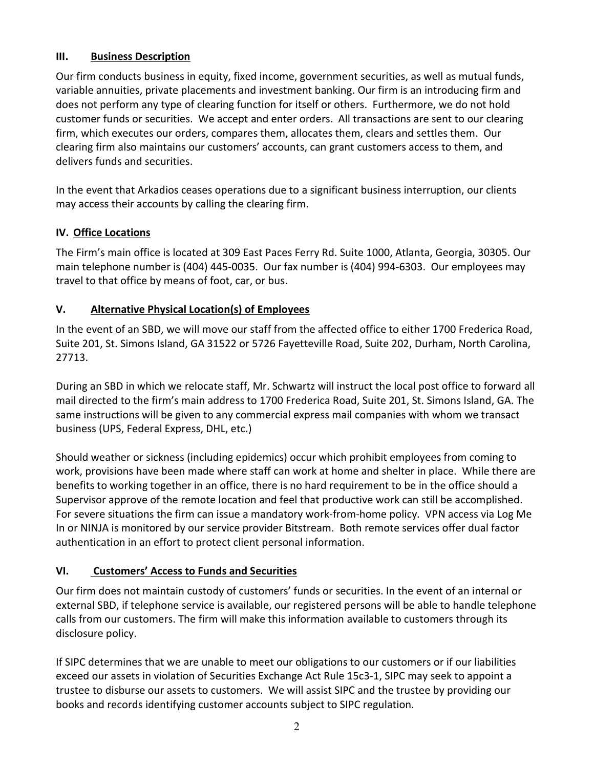## III. Business Description

Our firm conducts business in equity, fixed income, government securities, as well as mutual funds, variable annuities, private placements and investment banking. Our firm is an introducing firm and does not perform any type of clearing function for itself or others. Furthermore, we do not hold customer funds or securities. We accept and enter orders. All transactions are sent to our clearing firm, which executes our orders, compares them, allocates them, clears and settles them. Our clearing firm also maintains our customers' accounts, can grant customers access to them, and delivers funds and securities.

In the event that Arkadios ceases operations due to a significant business interruption, our clients may access their accounts by calling the clearing firm.

## IV. Office Locations

The Firm's main office is located at 309 East Paces Ferry Rd. Suite 1000, Atlanta, Georgia, 30305. Our main telephone number is (404) 445-0035. Our fax number is (404) 994-6303. Our employees may travel to that office by means of foot, car, or bus.

## V. Alternative Physical Location(s) of Employees

In the event of an SBD, we will move our staff from the affected office to either 1700 Frederica Road, Suite 201, St. Simons Island, GA 31522 or 5726 Fayetteville Road, Suite 202, Durham, North Carolina, 27713.

During an SBD in which we relocate staff, Mr. Schwartz will instruct the local post office to forward all mail directed to the firm's main address to 1700 Frederica Road, Suite 201, St. Simons Island, GA. The same instructions will be given to any commercial express mail companies with whom we transact business (UPS, Federal Express, DHL, etc.)

Should weather or sickness (including epidemics) occur which prohibit employees from coming to work, provisions have been made where staff can work at home and shelter in place. While there are benefits to working together in an office, there is no hard requirement to be in the office should a Supervisor approve of the remote location and feel that productive work can still be accomplished. For severe situations the firm can issue a mandatory work-from-home policy. VPN access via Log Me In or NINJA is monitored by our service provider Bitstream. Both remote services offer dual factor authentication in an effort to protect client personal information.

## VI. Customers' Access to Funds and Securities

Our firm does not maintain custody of customers' funds or securities. In the event of an internal or external SBD, if telephone service is available, our registered persons will be able to handle telephone calls from our customers. The firm will make this information available to customers through its disclosure policy.

If SIPC determines that we are unable to meet our obligations to our customers or if our liabilities exceed our assets in violation of Securities Exchange Act Rule 15c3-1, SIPC may seek to appoint a trustee to disburse our assets to customers. We will assist SIPC and the trustee by providing our books and records identifying customer accounts subject to SIPC regulation.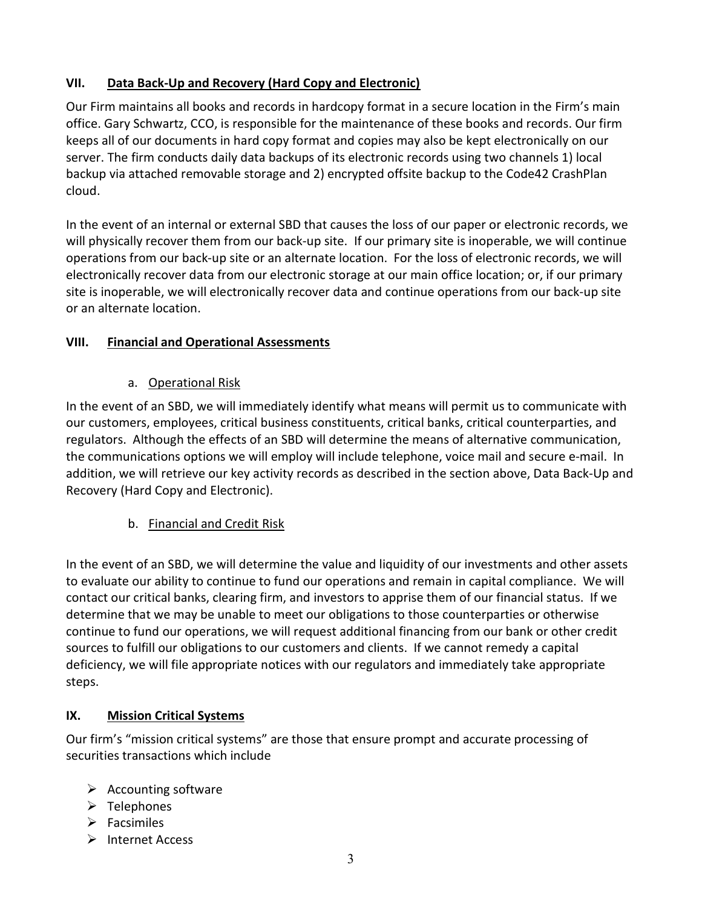## VII. Data Back-Up and Recovery (Hard Copy and Electronic)

Our Firm maintains all books and records in hardcopy format in a secure location in the Firm's main office. Gary Schwartz, CCO, is responsible for the maintenance of these books and records. Our firm keeps all of our documents in hard copy format and copies may also be kept electronically on our server. The firm conducts daily data backups of its electronic records using two channels 1) local backup via attached removable storage and 2) encrypted offsite backup to the Code42 CrashPlan cloud.

In the event of an internal or external SBD that causes the loss of our paper or electronic records, we will physically recover them from our back-up site. If our primary site is inoperable, we will continue operations from our back-up site or an alternate location. For the loss of electronic records, we will electronically recover data from our electronic storage at our main office location; or, if our primary site is inoperable, we will electronically recover data and continue operations from our back-up site or an alternate location.

## VIII. Financial and Operational Assessments

### a. Operational Risk

In the event of an SBD, we will immediately identify what means will permit us to communicate with our customers, employees, critical business constituents, critical banks, critical counterparties, and regulators. Although the effects of an SBD will determine the means of alternative communication, the communications options we will employ will include telephone, voice mail and secure e-mail. In addition, we will retrieve our key activity records as described in the section above, Data Back-Up and Recovery (Hard Copy and Electronic).

### b. Financial and Credit Risk

In the event of an SBD, we will determine the value and liquidity of our investments and other assets to evaluate our ability to continue to fund our operations and remain in capital compliance. We will contact our critical banks, clearing firm, and investors to apprise them of our financial status. If we determine that we may be unable to meet our obligations to those counterparties or otherwise continue to fund our operations, we will request additional financing from our bank or other credit sources to fulfill our obligations to our customers and clients. If we cannot remedy a capital deficiency, we will file appropriate notices with our regulators and immediately take appropriate steps.

## IX. Mission Critical Systems

Our firm's "mission critical systems" are those that ensure prompt and accurate processing of securities transactions which include

- Accounting software
- Telephones
- Facsimiles
- Internet Access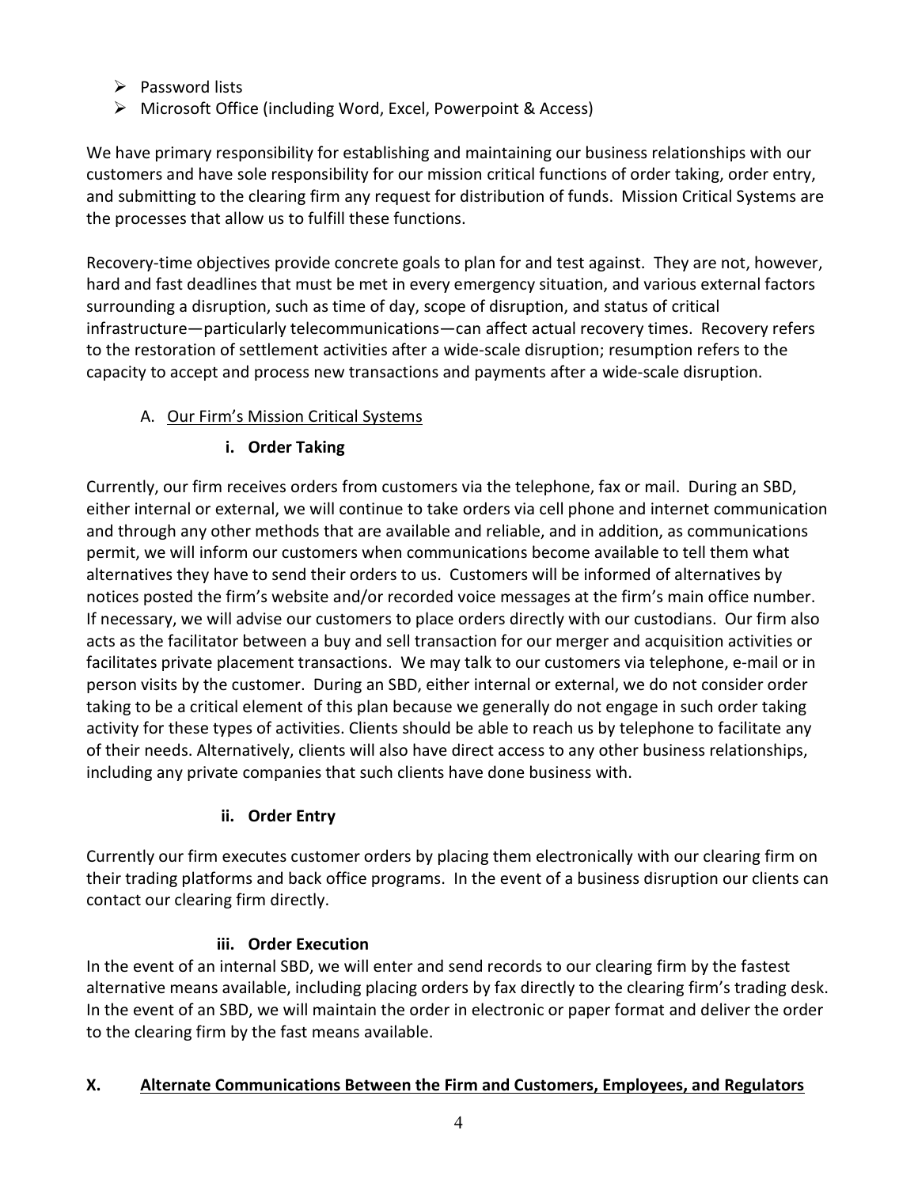- Password lists
- Microsoft Office (including Word, Excel, Powerpoint & Access)

We have primary responsibility for establishing and maintaining our business relationships with our customers and have sole responsibility for our mission critical functions of order taking, order entry, and submitting to the clearing firm any request for distribution of funds. Mission Critical Systems are the processes that allow us to fulfill these functions.

Recovery-time objectives provide concrete goals to plan for and test against. They are not, however, hard and fast deadlines that must be met in every emergency situation, and various external factors surrounding a disruption, such as time of day, scope of disruption, and status of critical infrastructure—particularly telecommunications—can affect actual recovery times. Recovery refers to the restoration of settlement activities after a wide-scale disruption; resumption refers to the capacity to accept and process new transactions and payments after a wide-scale disruption.

A. <u>Our Firm's Mission Critical Systems</u>

**i. Order Taking**

Currently, our firm receives orders from customers via the telephone, fax or mail. During an SBD, either internal or external, we will continue to take orders via cell phone and internet communication and through any other methods that are available and reliable, and in addition, as communications permit, we will inform our customers when communications become available to tell them what alternatives they have to send their orders to us. Customers will be informed of alternatives by notices posted the firm's website and/or recorded voice messages at the firm's main office number. If necessary, we will advise our customers to place orders directly with our custodians. Our firm also acts as the facilitator between a buy and sell transaction for our merger and acquisition activities or facilitates private placement transactions. We may talk to our customers via telephone, e-mail or in person visits by the customer. During an SBD, either internal or external, we do not consider order taking to be a critical element of this plan because we generally do not engage in such order taking activity for these types of activities. Clients should be able to reach us by telephone to facilitate any of their needs. Alternatively, clients will also have direct access to any other business relationships, including any private companies that such clients have done business with.

**ii. Order Entry**

Currently our firm executes customer orders by placing them electronically with our clearing firm on their trading platforms and back office programs. In the event of a business disruption our clients can contact our clearing firm directly.

**iii. Order Execution**

In the event of an internal SBD, we will enter and send records to our clearing firm by the fastest alternative means available, including placing orders by fax directly to the clearing firm's trading desk. In the event of an SBD, we will maintain the order in electronic or paper format and deliver the order to the clearing firm by the fast means available.

## X. <u>Alternate Communications Between the Firm and Customers, Employees, and Regulators</u>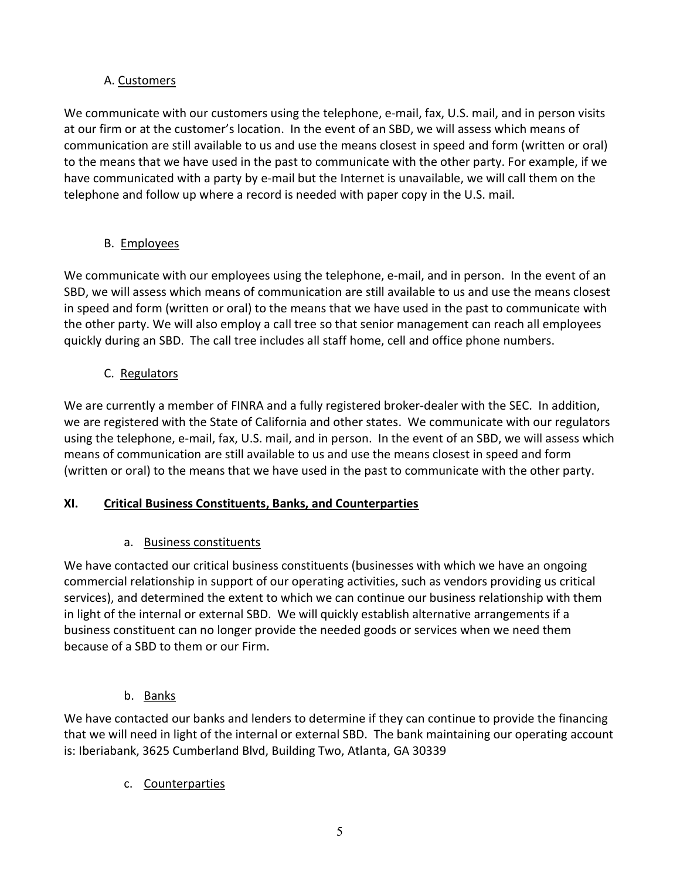A. Customers

We communicate with our customers using the telephone, e-mail, fax, U.S. mail, and in person visits at our firm or at the customer's location. In the event of an SBD, we will assess which means of communication are still available to us and use the means closest in speed and form (written or oral) to the means that we have used in the past to communicate with the other party. For example, if we have communicated with a party by e-mail but the Internet is unavailable, we will call them on the telephone and follow up where a record is needed with paper copy in the U.S. mail.

B. Employees

We communicate with our employees using the telephone, e-mail, and in person. In the event of an SBD, we will assess which means of communication are still available to us and use the means closest in speed and form (written or oral) to the means that we have used in the past to communicate with the other party. We will also employ a call tree so that senior management can reach all employees quickly during an SBD. The call tree includes all staff home, cell and office phone numbers.

C. Regulators

We are currently a member of FINRA and a fully registered broker-dealer with the SEC. In addition, we are registered with the State of California and other states. We communicate with our regulators using the telephone, e-mail, fax, U.S. mail, and in person. In the event of an SBD, we will assess which means of communication are still available to us and use the means closest in speed and form (written or oral) to the means that we have used in the past to communicate with the other party.

## XI. Critical Business Constituents, Banks, and Counterparties

a. Business constituents

We have contacted our critical business constituents (businesses with which we have an ongoing commercial relationship in support of our operating activities, such as vendors providing us critical services), and determined the extent to which we can continue our business relationship with them in light of the internal or external SBD. We will quickly establish alternative arrangements if a business constituent can no longer provide the needed goods or services when we need them because of a SBD to them or our Firm.

b. Banks

We have contacted our banks and lenders to determine if they can continue to provide the financing that we will need in light of the internal or external SBD. The bank maintaining our operating account is: Iberiabank, 3625 Cumberland Blvd, Building Two, Atlanta, GA 30339

c. Counterparties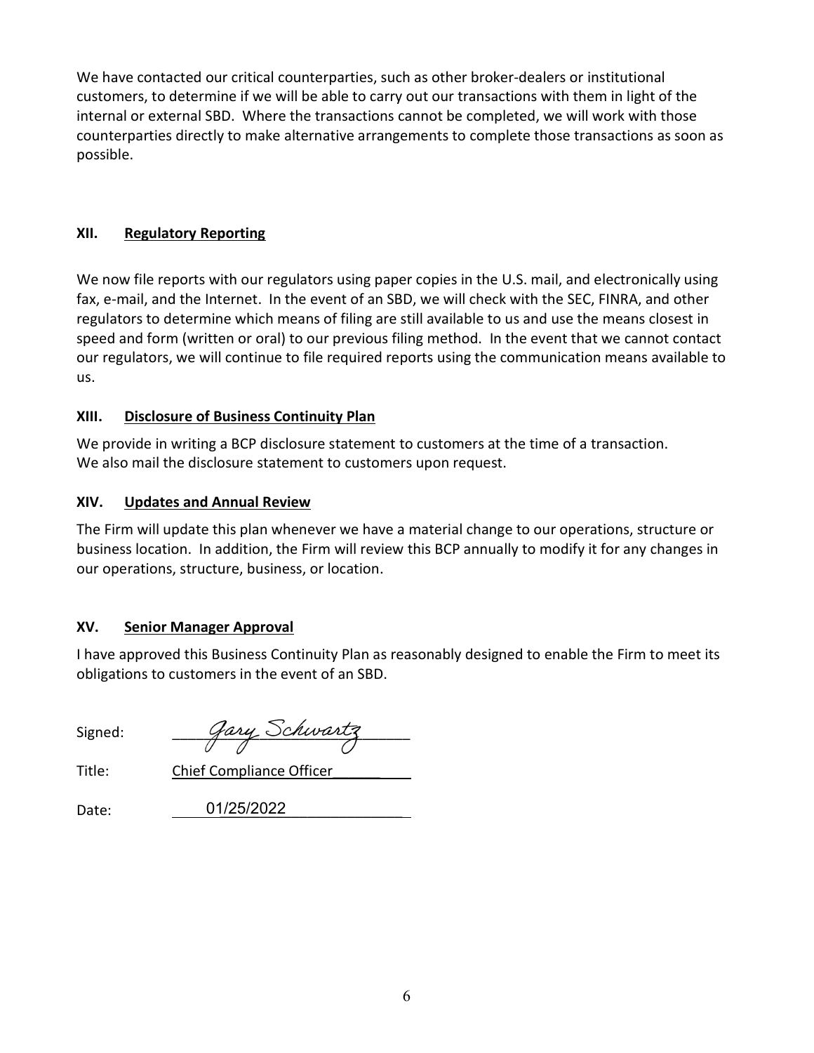We have contacted our critical counterparties, such as other broker-dealers or institutional customers, to determine if we will be able to carry out our transactions with them in light of the internal or external SBD. Where the transactions cannot be completed, we will work with those counterparties directly to make alternative arrangements to complete those transactions as soon as possible.

## XII. Regulatory Reporting

We now file reports with our regulators using paper copies in the U.S. mail, and electronically using fax, e-mail, and the Internet. In the event of an SBD, we will check with the SEC, FINRA, and other regulators to determine which means of filing are still available to us and use the means closest in speed and form (written or oral) to our previous filing method. In the event that we cannot contact our regulators, we will continue to file required reports using the communication means available to us.

## XIII. Disclosure of Business Continuity Plan

We provide in writing a BCP disclosure statement to customers at the time of a transaction. We also mail the disclosure statement to customers upon request.

## XIV. Updates and Annual Review

The Firm will update this plan whenever we have a material change to our operations, structure or business location. In addition, the Firm will review this BCP annually to modify it for any changes in our operations, structure, business, or location.

## XV. Senior Manager Approval

I have approved this Business Continuity Plan as reasonably designed to enable the Firm to meet its obligations to customers in the event of an SBD.

Signed: Gary Schwartz

Title: Chief Compliance Officer

Date: 01/25/2022